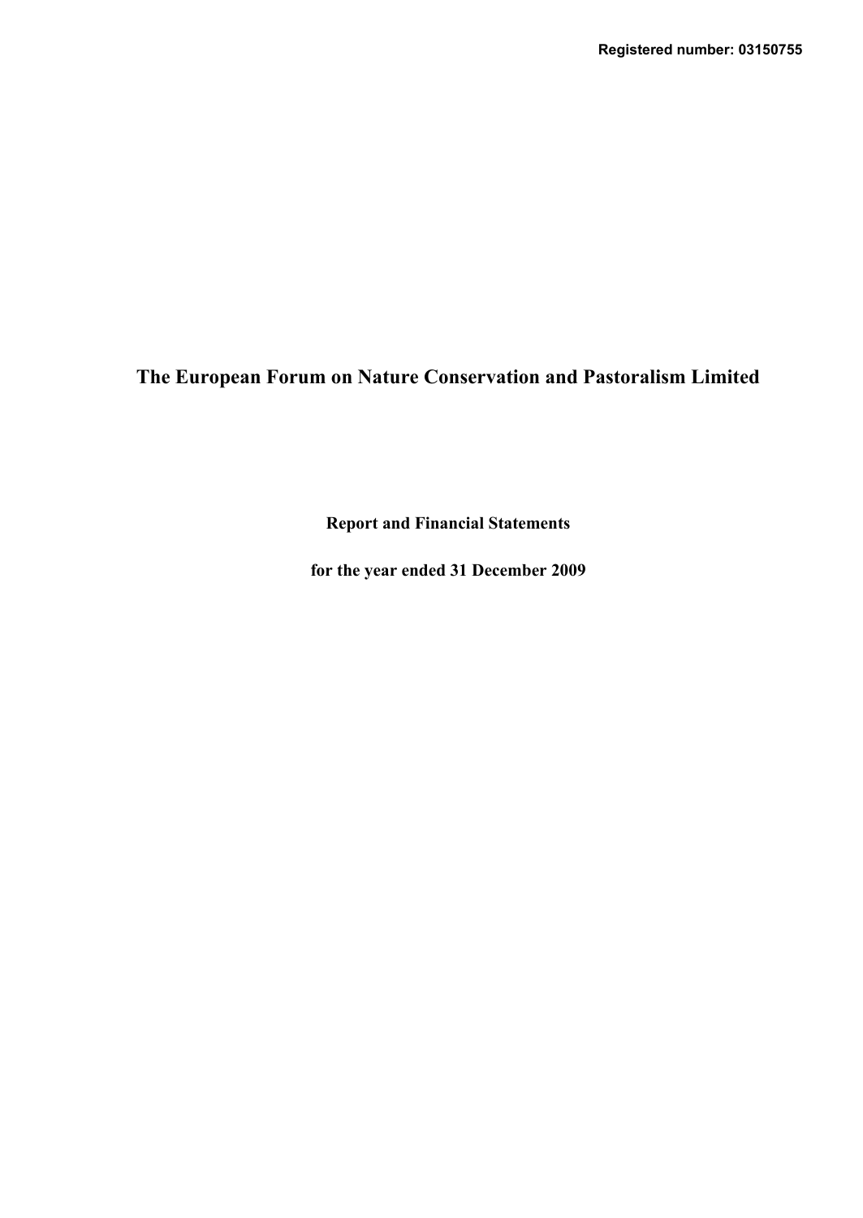**Registered number: 03150755**

# The European Forum on Nature Conservation and Pastoralism Limited

**Report and Financial Statements**

**for the year ended 31 December 2009**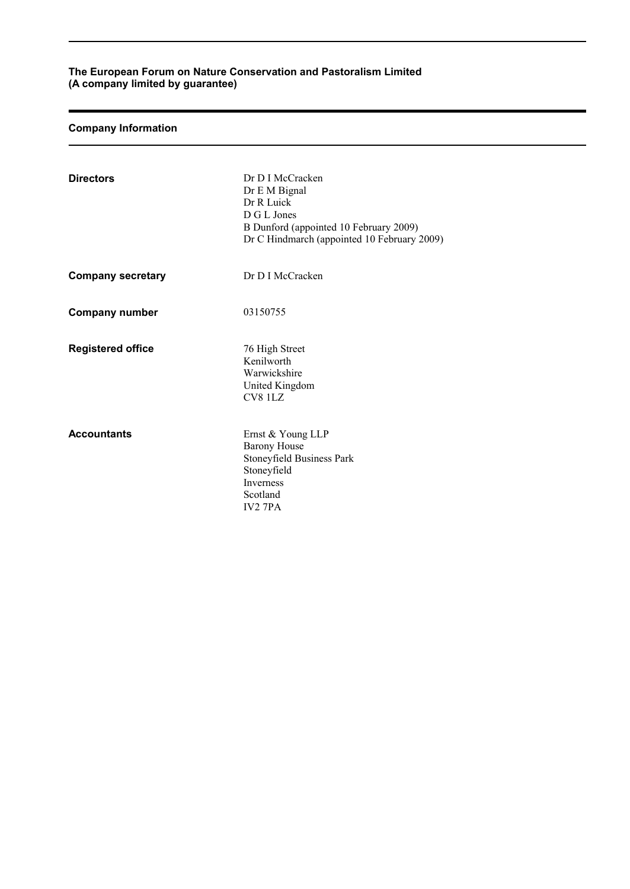**The European Forum on Nature Conservation and Pastoralism Limited**
**(A company limited by guarantee)**

## Company Information

**Directors**

Dr D I McCracken
Dr E M Bignal
Dr R Luick
D G L Jones
B Dunford (appointed 10 February 2009)
Dr C Hindmarch (appointed 10 February 2009)

**Company secretary**

Dr D I McCracken

**Company number**

03150755

**Registered office**

76 High Street
Kenilworth
Warwickshire
United Kingdom
CV8 1LZ

**Accountants**

Ernst & Young LLP
Barony House
Stoneyfield Business Park
Stoneyfield
Inverness
Scotland
IV2 7PA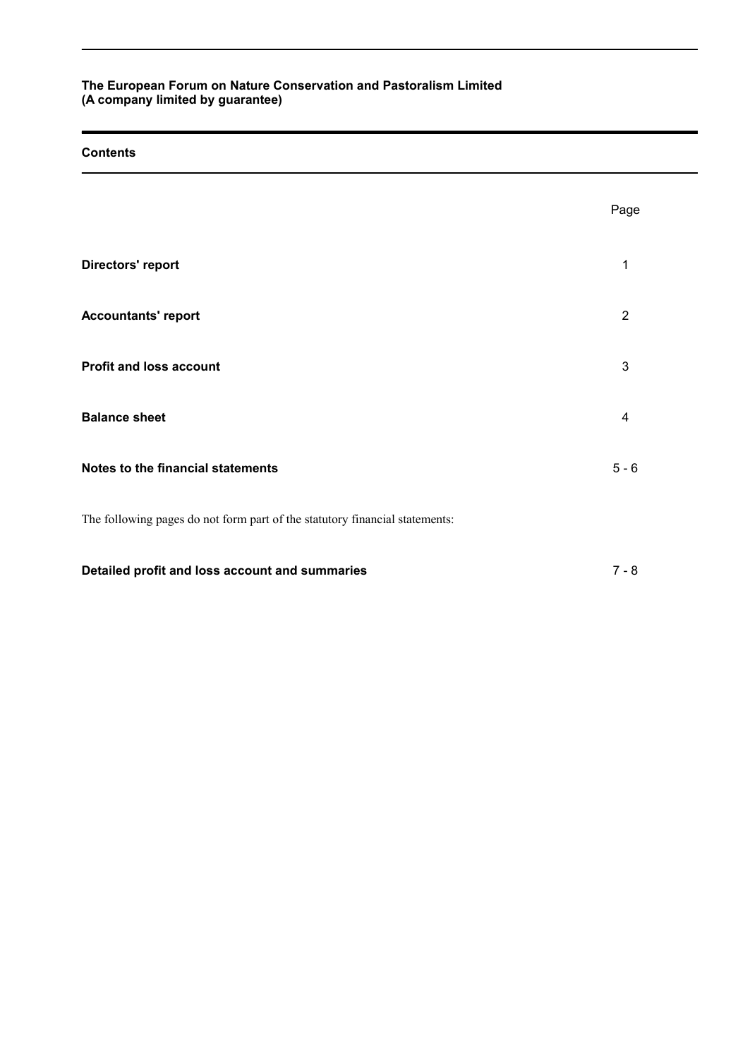**The European Forum on Nature Conservation and Pastoralism Limited**
**(A company limited by guarantee)**

## Contents

| | Page |
|---|---|
| **Directors' report** | 1 |
| **Accountants' report** | 2 |
| **Profit and loss account** | 3 |
| **Balance sheet** | 4 |
| **Notes to the financial statements** | 5 - 6 |

The following pages do not form part of the statutory financial statements:

| | |
|---|---|
| **Detailed profit and loss account and summaries** | 7 - 8 |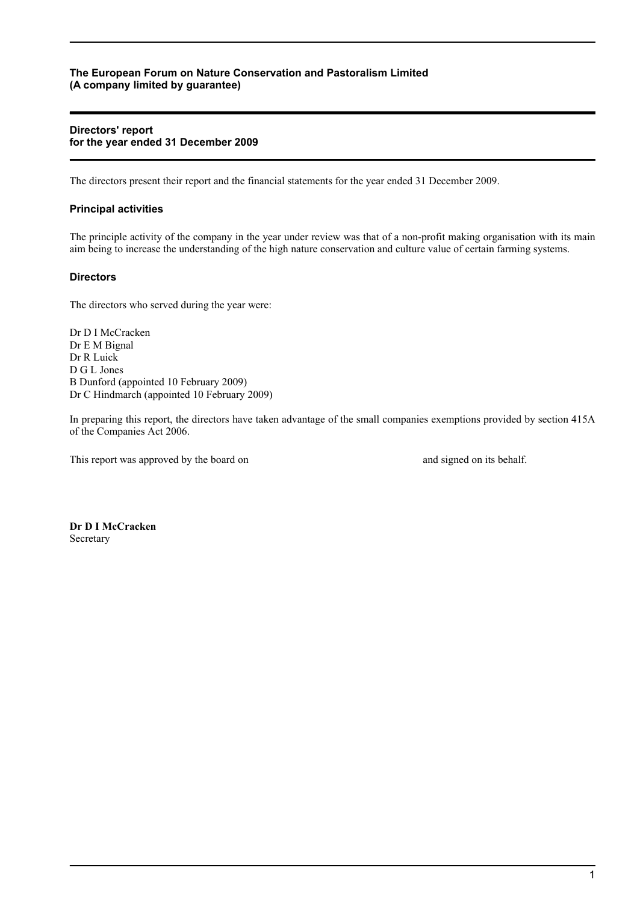**The European Forum on Nature Conservation and Pastoralism Limited**
**(A company limited by guarantee)**

## Directors' report
## for the year ended 31 December 2009

The directors present their report and the financial statements for the year ended 31 December 2009.

### Principal activities

The principle activity of the company in the year under review was that of a non-profit making organisation with its main aim being to increase the understanding of the high nature conservation and culture value of certain farming systems.

### Directors

The directors who served during the year were:

Dr D I McCracken
Dr E M Bignal
Dr R Luick
D G L Jones
B Dunford (appointed 10 February 2009)
Dr C Hindmarch (appointed 10 February 2009)

In preparing this report, the directors have taken advantage of the small companies exemptions provided by section 415A of the Companies Act 2006.

This report was approved by the board on and signed on its behalf.

**Dr D I McCracken**
Secretary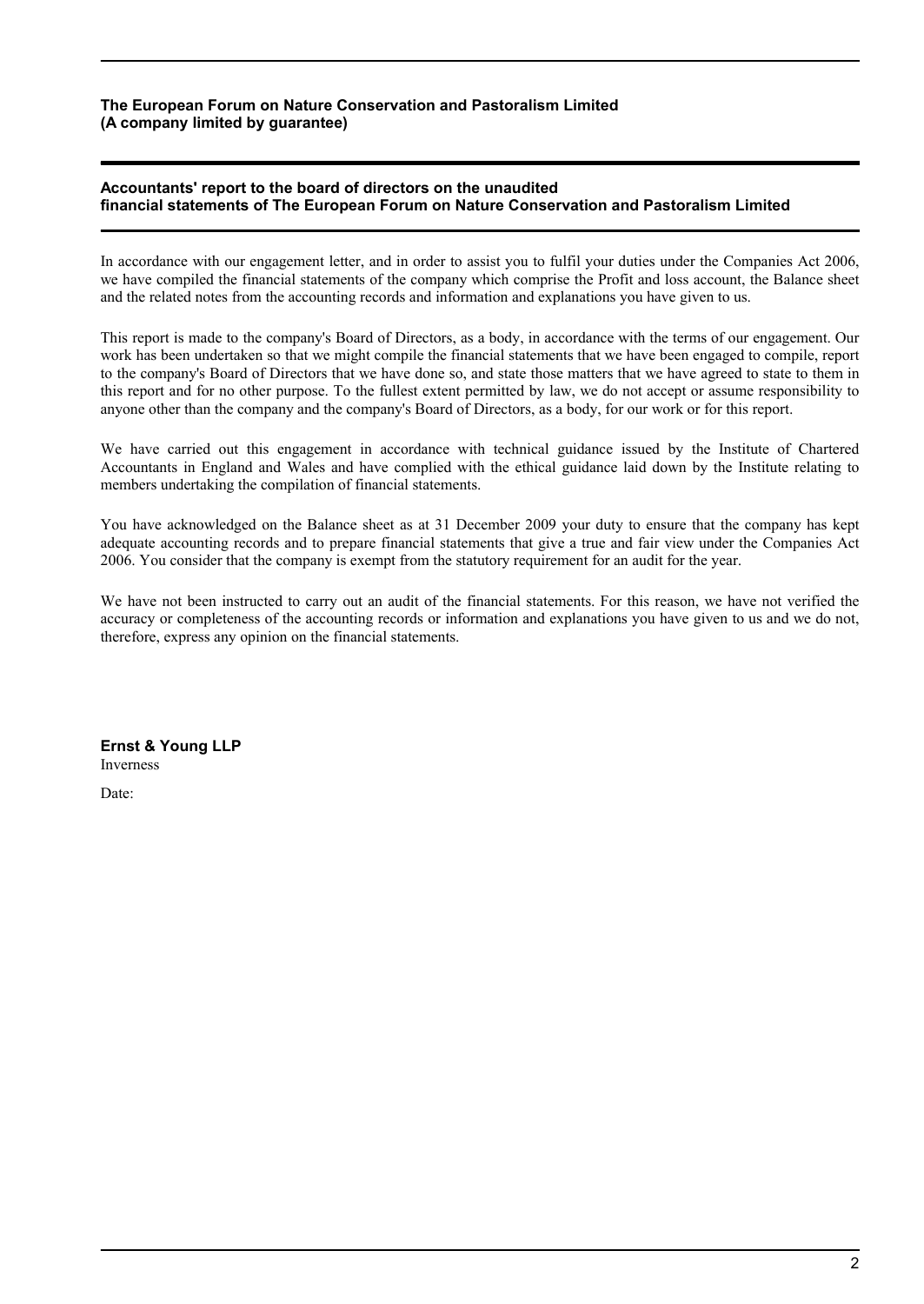**The European Forum on Nature Conservation and Pastoralism Limited**
**(A company limited by guarantee)**

## Accountants' report to the board of directors on the unaudited financial statements of The European Forum on Nature Conservation and Pastoralism Limited

In accordance with our engagement letter, and in order to assist you to fulfil your duties under the Companies Act 2006, we have compiled the financial statements of the company which comprise the Profit and loss account, the Balance sheet and the related notes from the accounting records and information and explanations you have given to us.

This report is made to the company's Board of Directors, as a body, in accordance with the terms of our engagement. Our work has been undertaken so that we might compile the financial statements that we have been engaged to compile, report to the company's Board of Directors that we have done so, and state those matters that we have agreed to state to them in this report and for no other purpose. To the fullest extent permitted by law, we do not accept or assume responsibility to anyone other than the company and the company's Board of Directors, as a body, for our work or for this report.

We have carried out this engagement in accordance with technical guidance issued by the Institute of Chartered Accountants in England and Wales and have complied with the ethical guidance laid down by the Institute relating to members undertaking the compilation of financial statements.

You have acknowledged on the Balance sheet as at 31 December 2009 your duty to ensure that the company has kept adequate accounting records and to prepare financial statements that give a true and fair view under the Companies Act 2006. You consider that the company is exempt from the statutory requirement for an audit for the year.

We have not been instructed to carry out an audit of the financial statements. For this reason, we have not verified the accuracy or completeness of the accounting records or information and explanations you have given to us and we do not, therefore, express any opinion on the financial statements.

**Ernst & Young LLP**
Inverness

Date: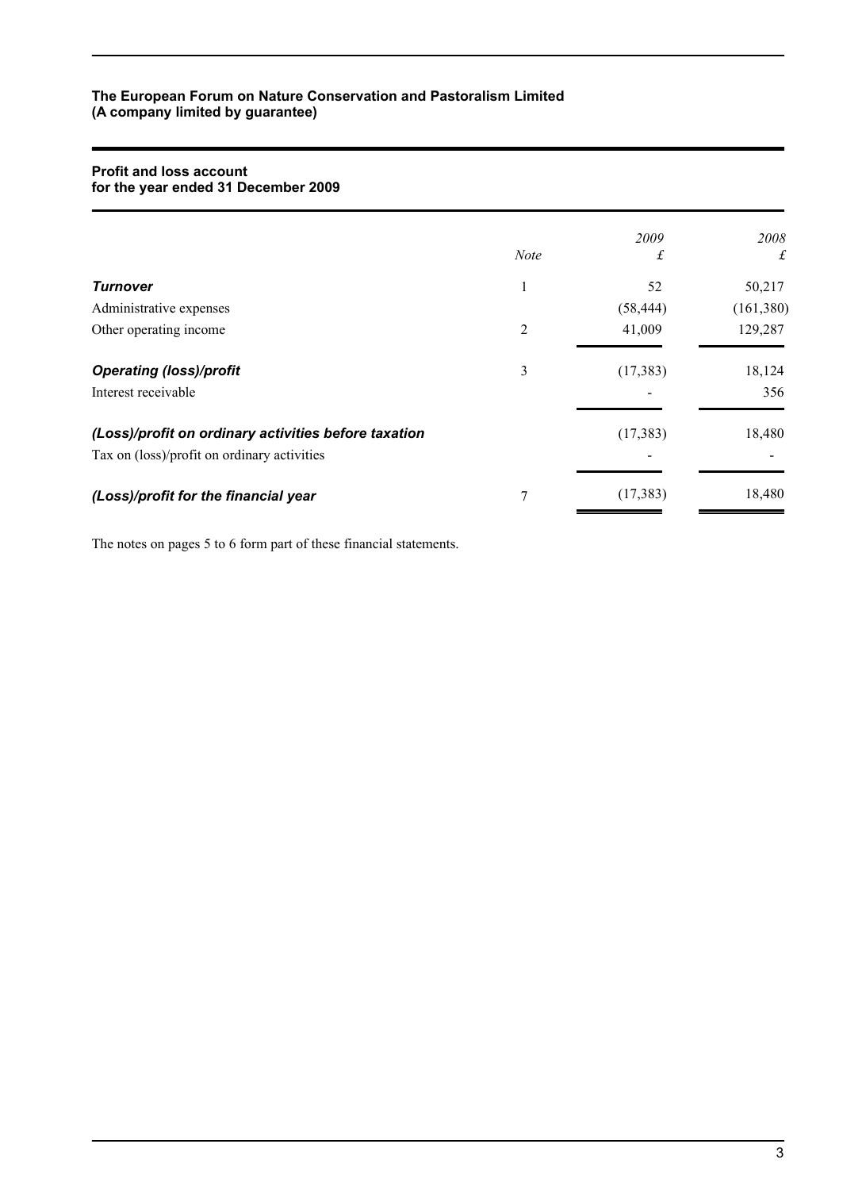**The European Forum on Nature Conservation and Pastoralism Limited**
**(A company limited by guarantee)**

## Profit and loss account
### for the year ended 31 December 2009

| | *Note* | *2009* *£* | *2008* *£* |
|---|---|---|---|
| ***Turnover*** | 1 | 52 | 50,217 |
| Administrative expenses | | (58,444) | (161,380) |
| Other operating income | 2 | 41,009 | 129,287 |
| ***Operating (loss)/profit*** | 3 | (17,383) | 18,124 |
| Interest receivable | | - | 356 |
| ***(Loss)/profit on ordinary activities before taxation*** | | (17,383) | 18,480 |
| Tax on (loss)/profit on ordinary activities | | - | - |
| ***(Loss)/profit for the financial year*** | 7 | (17,383) | 18,480 |

The notes on pages 5 to 6 form part of these financial statements.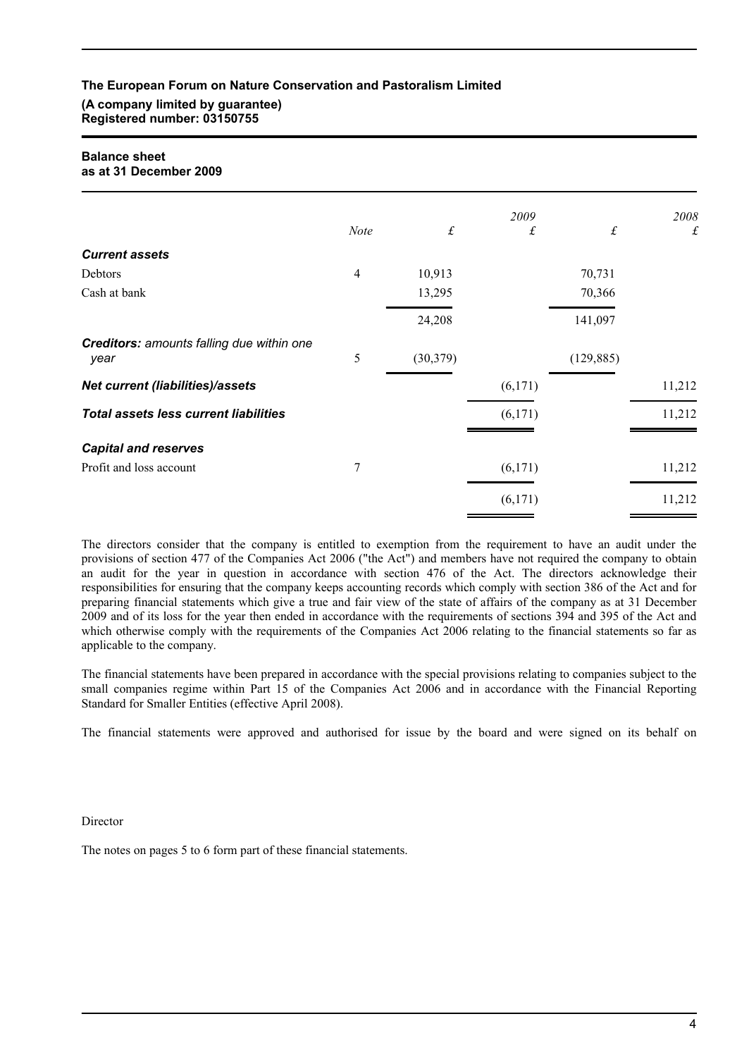**The European Forum on Nature Conservation and Pastoralism Limited**
**(A company limited by guarantee)**
**Registered number: 03150755**

## Balance sheet
**as at 31 December 2009**

| | Note | £ | 2009 £ | £ | 2008 £ |
|---|---|---|---|---|---|
| ***Current assets*** | | | | | |
| Debtors | 4 | 10,913 | | 70,731 | |
| Cash at bank | | 13,295 | | 70,366 | |
| | | 24,208 | | 141,097 | |
| ***Creditors:*** *amounts falling due within one year* | 5 | (30,379) | | (129,885) | |
| ***Net current (liabilities)/assets*** | | | (6,171) | | 11,212 |
| ***Total assets less current liabilities*** | | | (6,171) | | 11,212 |
| ***Capital and reserves*** | | | | | |
| Profit and loss account | 7 | | (6,171) | | 11,212 |
| | | | (6,171) | | 11,212 |

The directors consider that the company is entitled to exemption from the requirement to have an audit under the provisions of section 477 of the Companies Act 2006 ("the Act") and members have not required the company to obtain an audit for the year in question in accordance with section 476 of the Act. The directors acknowledge their responsibilities for ensuring that the company keeps accounting records which comply with section 386 of the Act and for preparing financial statements which give a true and fair view of the state of affairs of the company as at 31 December 2009 and of its loss for the year then ended in accordance with the requirements of sections 394 and 395 of the Act and which otherwise comply with the requirements of the Companies Act 2006 relating to the financial statements so far as applicable to the company.

The financial statements have been prepared in accordance with the special provisions relating to companies subject to the small companies regime within Part 15 of the Companies Act 2006 and in accordance with the Financial Reporting Standard for Smaller Entities (effective April 2008).

The financial statements were approved and authorised for issue by the board and were signed on its behalf on

Director

The notes on pages 5 to 6 form part of these financial statements.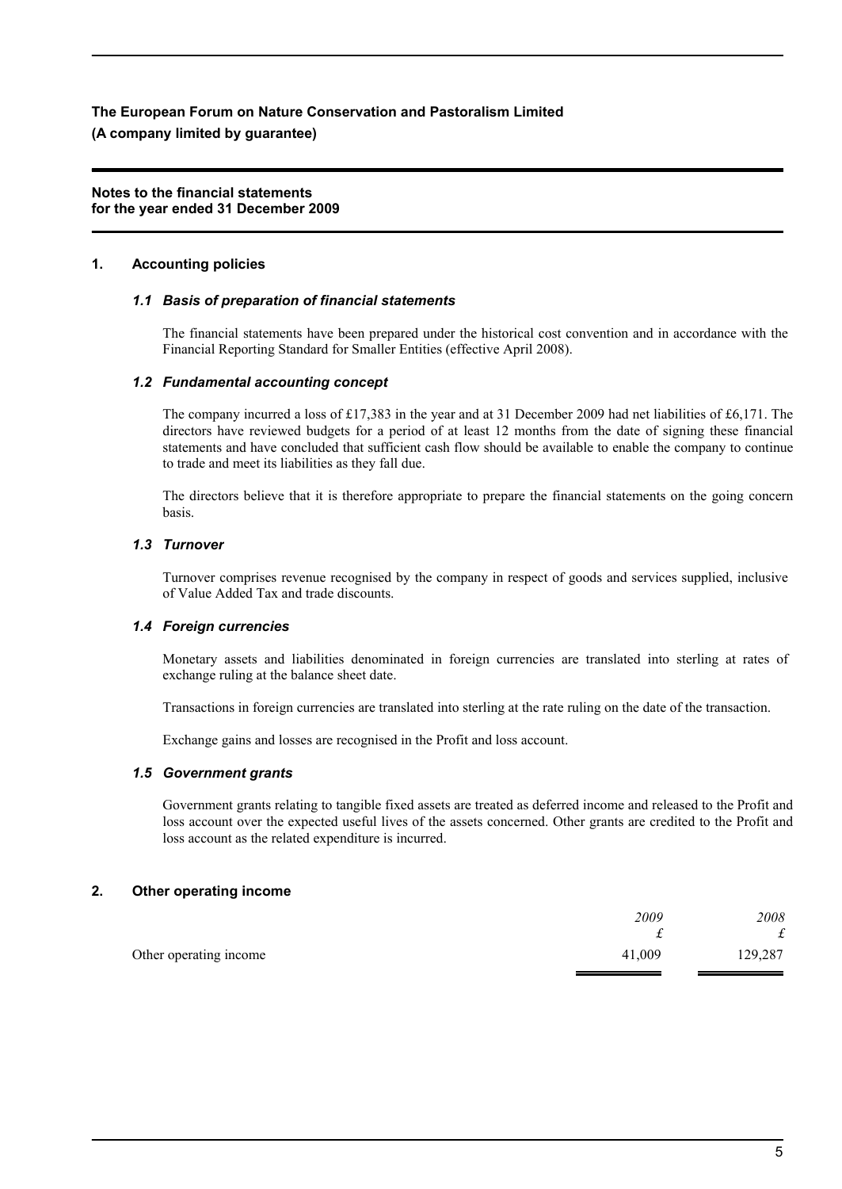**The European Forum on Nature Conservation and Pastoralism Limited**
**(A company limited by guarantee)**

**Notes to the financial statements**
**for the year ended 31 December 2009**

## 1. Accounting policies

### *1.1 Basis of preparation of financial statements*

The financial statements have been prepared under the historical cost convention and in accordance with the Financial Reporting Standard for Smaller Entities (effective April 2008).

### *1.2 Fundamental accounting concept*

The company incurred a loss of £17,383 in the year and at 31 December 2009 had net liabilities of £6,171. The directors have reviewed budgets for a period of at least 12 months from the date of signing these financial statements and have concluded that sufficient cash flow should be available to enable the company to continue to trade and meet its liabilities as they fall due.

The directors believe that it is therefore appropriate to prepare the financial statements on the going concern basis.

### *1.3 Turnover*

Turnover comprises revenue recognised by the company in respect of goods and services supplied, inclusive of Value Added Tax and trade discounts.

### *1.4 Foreign currencies*

Monetary assets and liabilities denominated in foreign currencies are translated into sterling at rates of exchange ruling at the balance sheet date.

Transactions in foreign currencies are translated into sterling at the rate ruling on the date of the transaction.

Exchange gains and losses are recognised in the Profit and loss account.

### *1.5 Government grants*

Government grants relating to tangible fixed assets are treated as deferred income and released to the Profit and loss account over the expected useful lives of the assets concerned. Other grants are credited to the Profit and loss account as the related expenditure is incurred.

## 2. Other operating income

| | *2009* £ | *2008* £ |
|---|---|---|
| Other operating income | 41,009 | 129,287 |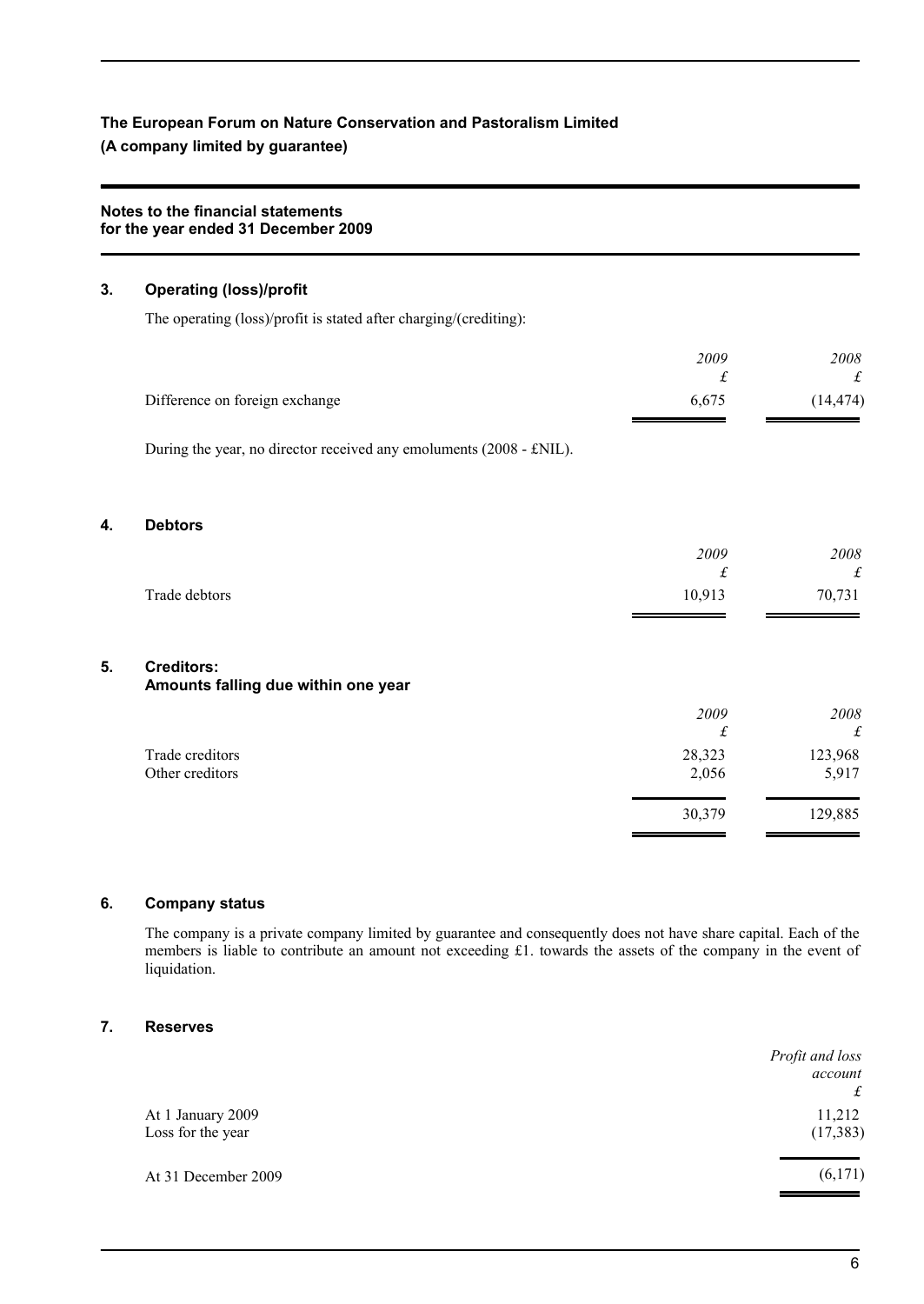**The European Forum on Nature Conservation and Pastoralism Limited**
**(A company limited by guarantee)**

**Notes to the financial statements**
**for the year ended 31 December 2009**

## 3. Operating (loss)/profit

The operating (loss)/profit is stated after charging/(crediting):

| | *2009* £ | *2008* £ |
|---|---|---|
| Difference on foreign exchange | 6,675 | (14,474) |

During the year, no director received any emoluments (2008 - £NIL).

## 4. Debtors

| | *2009* £ | *2008* £ |
|---|---|---|
| Trade debtors | 10,913 | 70,731 |

## 5. Creditors: Amounts falling due within one year

| | *2009* £ | *2008* £ |
|---|---|---|
| Trade creditors | 28,323 | 123,968 |
| Other creditors | 2,056 | 5,917 |
| | 30,379 | 129,885 |

## 6. Company status

The company is a private company limited by guarantee and consequently does not have share capital. Each of the members is liable to contribute an amount not exceeding £1. towards the assets of the company in the event of liquidation.

## 7. Reserves

| | *Profit and loss account* £ |
|---|---|
| At 1 January 2009 | 11,212 |
| Loss for the year | (17,383) |
| At 31 December 2009 | (6,171) |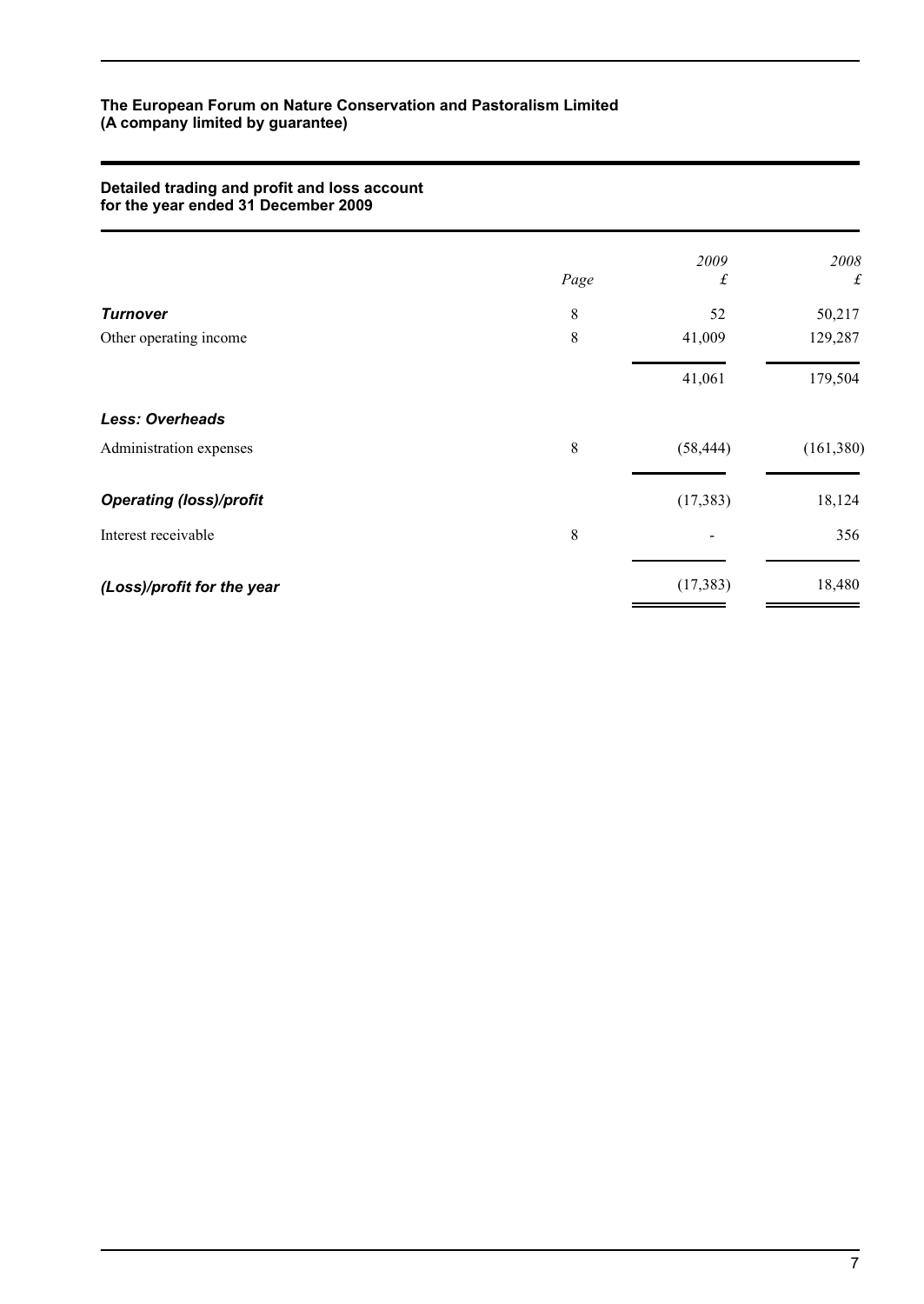**The European Forum on Nature Conservation and Pastoralism Limited**
**(A company limited by guarantee)**

## Detailed trading and profit and loss account for the year ended 31 December 2009

| | Page | 2009 £ | 2008 £ |
|---|---|---|---|
| ***Turnover*** | 8 | 52 | 50,217 |
| Other operating income | 8 | 41,009 | 129,287 |
| | | 41,061 | 179,504 |
| ***Less: Overheads*** | | | |
| Administration expenses | 8 | (58,444) | (161,380) |
| ***Operating (loss)/profit*** | | (17,383) | 18,124 |
| Interest receivable | 8 | - | 356 |
| ***(Loss)/profit for the year*** | | (17,383) | 18,480 |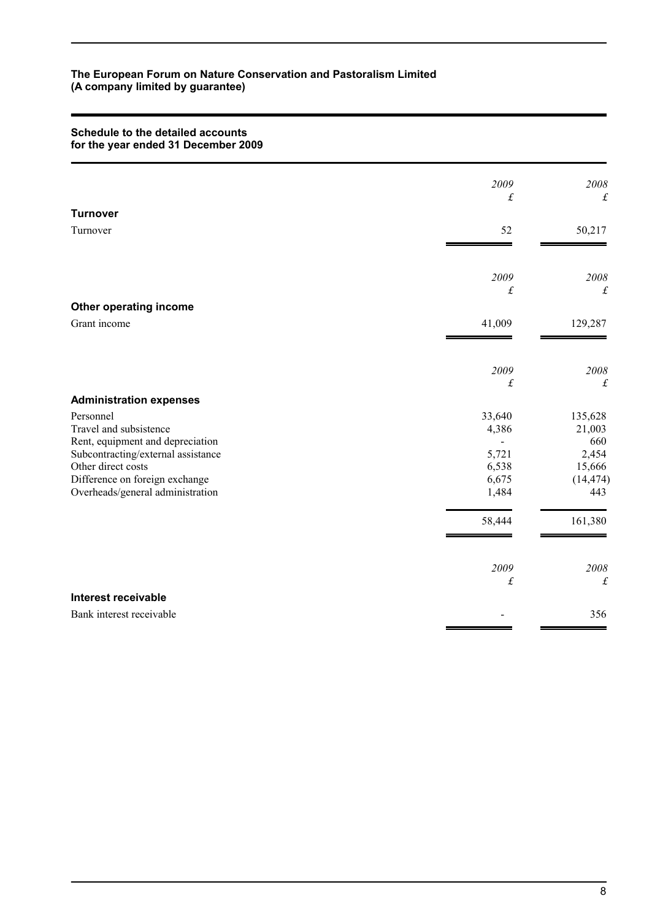**The European Forum on Nature Conservation and Pastoralism Limited**
**(A company limited by guarantee)**

## Schedule to the detailed accounts for the year ended 31 December 2009

| | *2009* £ | *2008* £ |
|---|---|---|
| **Turnover** | | |
| Turnover | 52 | 50,217 |

| | *2009* £ | *2008* £ |
|---|---|---|
| **Other operating income** | | |
| Grant income | 41,009 | 129,287 |

| | *2009* £ | *2008* £ |
|---|---|---|
| **Administration expenses** | | |
| Personnel | 33,640 | 135,628 |
| Travel and subsistence | 4,386 | 21,003 |
| Rent, equipment and depreciation | - | 660 |
| Subcontracting/external assistance | 5,721 | 2,454 |
| Other direct costs | 6,538 | 15,666 |
| Difference on foreign exchange | 6,675 | (14,474) |
| Overheads/general administration | 1,484 | 443 |
| | 58,444 | 161,380 |

| | *2009* £ | *2008* £ |
|---|---|---|
| **Interest receivable** | | |
| Bank interest receivable | - | 356 |